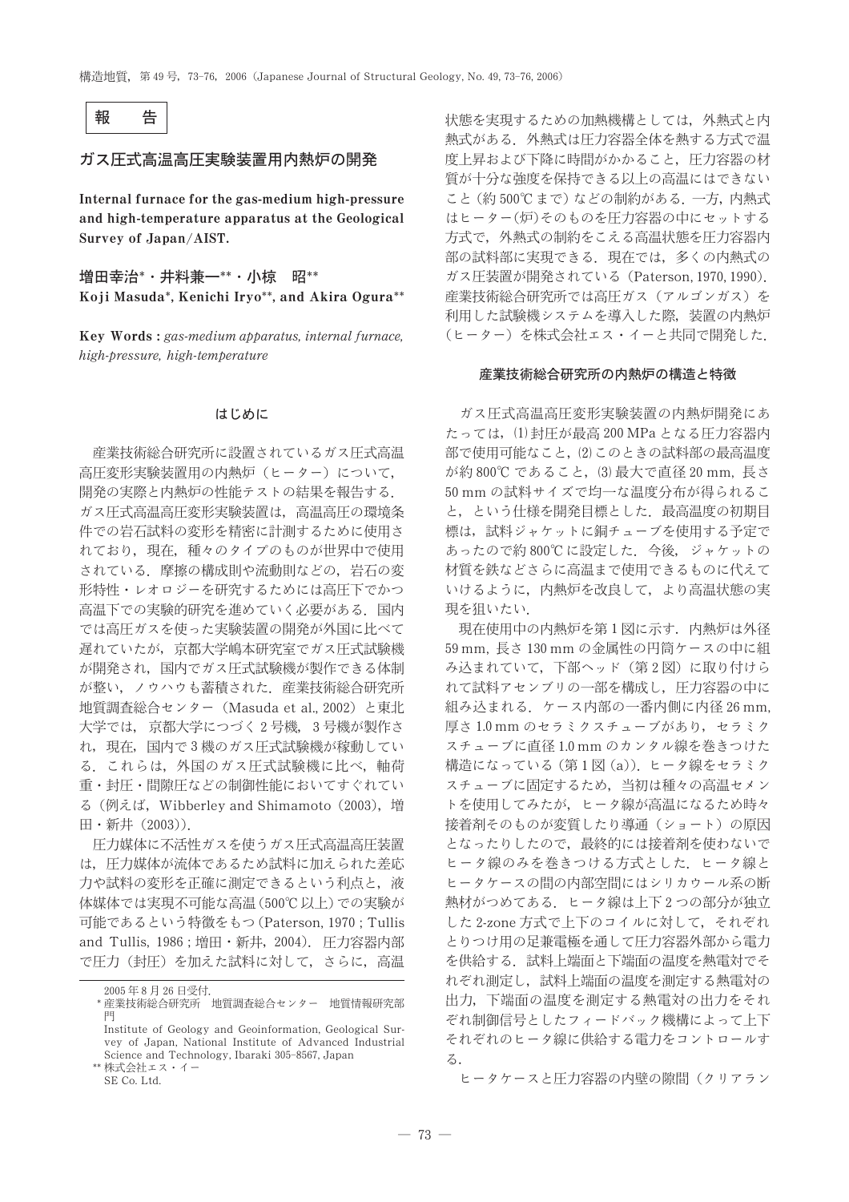**報　告**

# ガス圧式高温高圧実験装置用内熱炉の開発

**Internal furnace for the gas-medium high-pressure and high-temperature apparatus at the Geological Survey of Japan/AIST.**

**増田幸治*・井料兼一**・小椋　昭****

**Koji Masuda*, Kenichi Iryo**, and Akira Ogura****

**Key Words :** *gas-medium apparatus, internal furnace, high-pressure, high-temperature*

## はじめに

産業技術総合研究所に設置されているガス圧式高温高圧変形実験装置用の内熱炉（ヒーター）について，開発の実際と内熱炉の性能テストの結果を報告する．ガス圧式高温高圧変形実験装置は，高温高圧の環境条件での岩石試料の変形を精密に計測するために使用されており，現在，種々のタイプのものが世界中で使用されている．摩擦の構成則や流動則などの，岩石の変形特性・レオロジーを研究するためには高圧下でかつ高温下での実験的研究を進めていく必要がある．国内では高圧ガスを使った実験装置の開発が外国に比べて遅れていたが，京都大学嶋本研究室でガス圧式試験機が開発され，国内でガス圧式試験機が製作できる体制が整い，ノウハウも蓄積された．産業技術総合研究所地質調査総合センター（Masuda et al., 2002）と東北大学では，京都大学につづく2号機，3号機が製作され，現在，国内で3機のガス圧式試験機が稼動している．これらは，外国のガス圧式試験機に比べ，軸荷重・封圧・間隙圧などの制御性能においてすぐれている（例えば，Wibberley and Shimamoto (2003)，増田・新井 (2003)）．

圧力媒体に不活性ガスを使うガス圧式高温高圧装置は，圧力媒体が流体であるため試料に加えられた差応力や試料の変形を正確に測定できるという利点と，液体媒体では実現不可能な高温（500℃以上）での実験が可能であるという特徴をもつ（Paterson, 1970 ; Tullis and Tullis, 1986 ; 増田・新井, 2004）．圧力容器内部で圧力（封圧）を加えた試料に対して，さらに，高温状態を実現するための加熱機構としては，外熱式と内熱式がある．外熱式は圧力容器全体を熱する方式で温度上昇および下降に時間がかかること，圧力容器の材質が十分な強度を保持できる以上の高温にはできないこと（約500℃まで）などの制約がある．一方，内熱式はヒーター(炉)そのものを圧力容器の中にセットする方式で，外熱式の制約をこえる高温状態を圧力容器内部の試料部に実現できる．現在では，多くの内熱式のガス圧装置が開発されている（Paterson, 1970, 1990）．産業技術総合研究所では高圧ガス（アルゴンガス）を利用した試験機システムを導入した際，装置の内熱炉（ヒーター）を株式会社エス・イーと共同で開発した．

## 産業技術総合研究所の内熱炉の構造と特徴

ガス圧式高温高圧変形実験装置の内熱炉開発にあたっては，(1)封圧が最高200 MPaとなる圧力容器内部で使用可能なこと，(2)このときの試料部の最高温度が約800℃であること，(3)最大で直径20 mm，長さ50 mmの試料サイズで均一な温度分布が得られること，という仕様を開発目標とした．最高温度の初期目標は，試料ジャケットに銅チューブを使用する予定であったので約800℃に設定した．今後，ジャケットの材質を鉄などさらに高温まで使用できるものに代えていけるように，内熱炉を改良して，より高温状態の実現を狙いたい．

現在使用中の内熱炉を第1図に示す．内熱炉は外径59 mm，長さ130 mmの金属性の円筒ケースの中に組み込まれていて，下部ヘッド（第2図）に取り付けられて試料アセンブリの一部を構成し，圧力容器の中に組み込まれる．ケース内部の一番内側に内径26 mm，厚さ1.0 mmのセラミクスチューブがあり，セラミクスチューブに直径1.0 mmのカンタル線を巻きつけた構造になっている（第1図(a)）．ヒータ線をセラミクスチューブに固定するため，当初は種々の高温セメントを使用してみたが，ヒータ線が高温になるため時々接着剤そのものが変質したり導通（ショート）の原因となったりしたので，最終的には接着剤を使わないでヒータ線のみを巻きつける方式とした．ヒータ線とヒータケースの間の内部空間にはシリカウール系の断熱材がつめてある．ヒータ線は上下2つの部分が独立した2-zone方式で上下のコイルに対して，それぞれとりつけ用の足兼電極を通して圧力容器外部から電力を供給する．試料上端面と下端面の温度を熱電対でそれぞれ測定し，試料上端面の温度を測定する熱電対の出力，下端面の温度を測定する熱電対の出力をそれぞれ制御信号としたフィードバック機構によって上下それぞれのヒータ線に供給する電力をコントロールする．

ヒータケースと圧力容器の内壁の隙間（クリアラン

---

2005年8月26日受付．

\* 産業技術総合研究所　地質調査総合センター　地質情報研究部門

Institute of Geology and Geoinformation, Geological Survey of Japan, National Institute of Advanced Industrial Science and Technology, Ibaraki 305-8567, Japan

\*\* 株式会社エス・イー

SE Co. Ltd.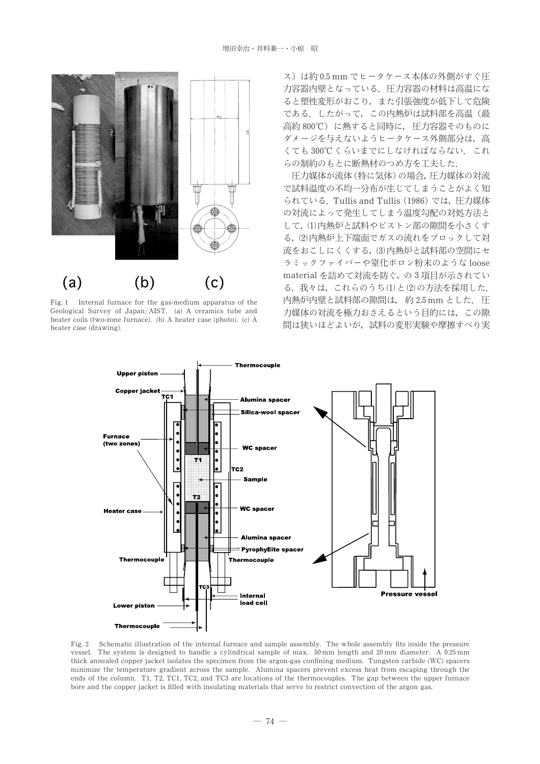ス）は約 0.5 mm でヒータケース本体の外側がすぐ圧力容器内壁となっている．圧力容器の材料は高温になると塑性変形がおこり，また引張強度が低下して危険である．したがって，この内熱炉は試料部を高温（最高約 800℃）に熱すると同時に，圧力容器そのものにダメージを与えないようヒータケース外側部分は，高くても 300℃くらいまでにしなければならない．これらの制約のもとに断熱材のつめ方を工夫した．

圧力媒体が流体（特に気体）の場合，圧力媒体の対流で試料温度の不均一分布が生じてしまうことがよく知られている．Tullis and Tullis (1986) では，圧力媒体の対流によって発生してしまう温度勾配の対処方法として，(1)内熱炉と試料やピストン部の隙間を小さくする，(2)内熱炉上下端面でガスの流れをブロックして対流をおこしにくくする，(3)内熱炉と試料部の空間にセラミックファイバーや窒化ボロン粉末のような loose material を詰めて対流を防ぐ，の 3 項目が示されている．我々は，これらのうち(1)と(2)の方法を採用した．内熱炉内壁と試料部の隙間は，約 2.5 mm とした．圧力媒体の対流を極力おさえるという目的には，この隙間は狭いほどよいが，試料の変形実験や摩擦すべり実

Fig. 1 Internal furnace for the gas-medium apparatus of the Geological Survey of Japan/AIST. (a) A ceramics tube and heater coils (two-zone furnace). (b) A heater case (photo). (c) A heater case (drawing).

Fig. 2 Schematic illustration of the internal furnace and sample assembly. The whole assembly fits inside the pressure vessel. The system is designed to handle a cylindrical sample of max. 50 mm length and 20 mm diameter. A 0.25 mm thick annealed copper jacket isolates the specimen from the argon-gas confining medium. Tungsten carbide (WC) spacers minimize the temperature gradient across the sample. Alumina spacers prevent excess heat from escaping through the ends of the column. T1, T2, TC1, TC2, and TC3 are locations of the thermocouples. The gap between the upper furnace bore and the copper jacket is filled with insulating materials that serve to restrict convection of the argon gas.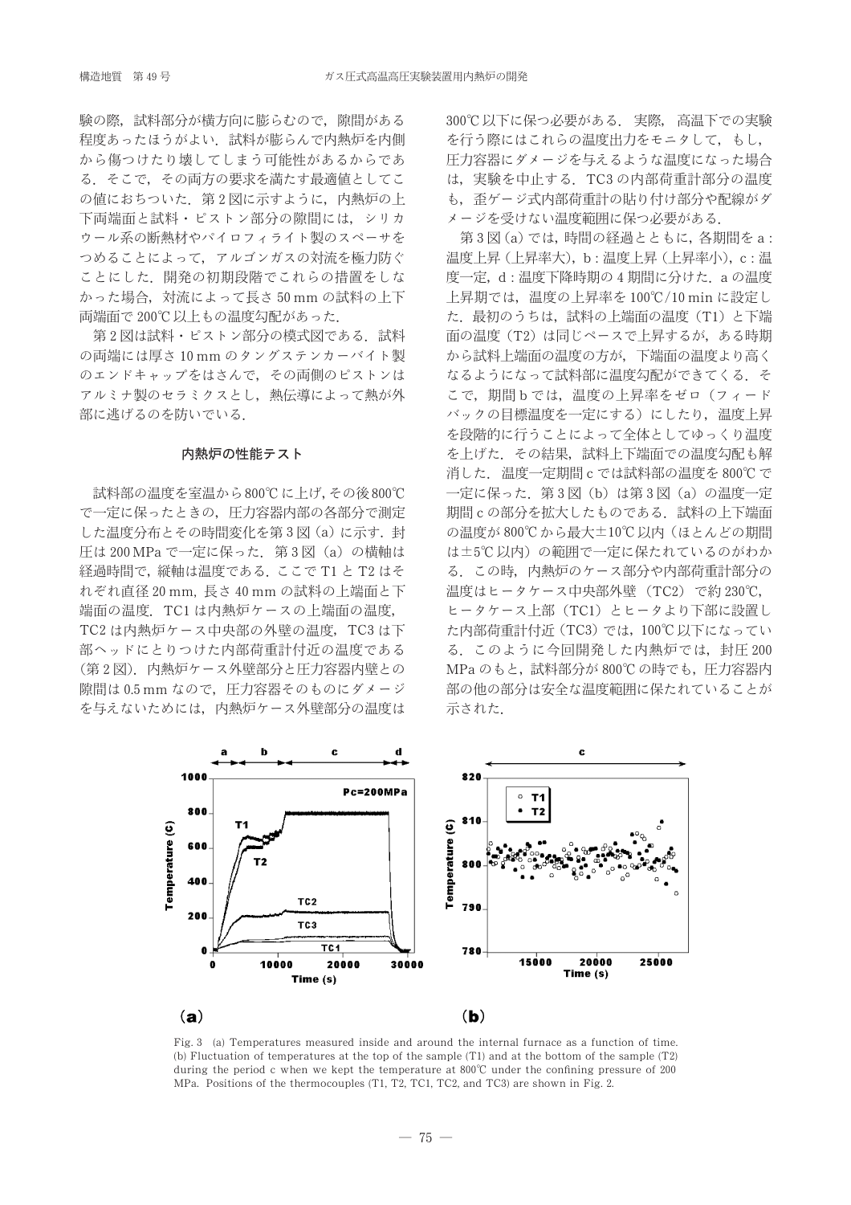験の際，試料部分が横方向に膨らむので，隙間がある程度あったほうがよい．試料が膨らんで内熱炉を内側から傷つけたり壊してしまう可能性があるからである．そこで，その両方の要求を満たす最適値としてこの値におちついた．第2図に示すように，内熱炉の上下両端面と試料・ピストン部分の隙間には，シリカウール系の断熱材やパイロフィライト製のスペーサをつめることによって，アルゴンガスの対流を極力防ぐことにした．開発の初期段階でこれらの措置をしなかった場合，対流によって長さ50 mmの試料の上下両端面で200℃以上もの温度勾配があった．

第2図は試料・ピストン部分の模式図である．試料の両端には厚さ10 mmのタングステンカーバイト製のエンドキャップをはさんで，その両側のピストンはアルミナ製のセラミクスとし，熱伝導によって熱が外部に逃げるのを防いでいる．

## 内熱炉の性能テスト

試料部の温度を室温から800℃に上げ，その後800℃で一定に保ったときの，圧力容器内部の各部分で測定した温度分布とその時間変化を第3図（a）に示す．封圧は200 MPaで一定に保った．第3図（a）の横軸は経過時間で，縦軸は温度である．ここでT1とT2はそれぞれ直径20 mm，長さ40 mmの試料の上端面と下端面の温度．TC1は内熱炉ケースの上端面の温度，TC2は内熱炉ケース中央部の外壁の温度，TC3は下部ヘッドにとりつけた内部荷重計付近の温度である（第2図）．内熱炉ケース外壁部分と圧力容器内壁との隙間は0.5 mmなので，圧力容器そのものにダメージを与えないためには，内熱炉ケース外壁部分の温度は300℃以下に保つ必要がある．実際，高温下での実験を行う際にはこれらの温度出力をモニタして，もし，圧力容器にダメージを与えるような温度になった場合は，実験を中止する．TC3の内部荷重計部分の温度も，歪ゲージ式内部荷重計の貼り付け部分や配線がダメージを受けない温度範囲に保つ必要がある．

第3図（a）では，時間の経過とともに，各期間をa：温度上昇（上昇率大），b：温度上昇（上昇率小），c：温度一定，d：温度下降時期の4期間に分けた．aの温度上昇期では，温度の上昇率を100℃/10 minに設定した．最初のうちは，試料の上端面の温度（T1）と下端面の温度（T2）は同じペースで上昇するが，ある時期から試料上端面の温度の方が，下端面の温度より高くなるようになって試料部に温度勾配ができてくる．そこで，期間bでは，温度の上昇率をゼロ（フィードバックの目標温度を一定にする）にしたり，温度上昇を段階的に行うことによって全体としてゆっくり温度を上げた．その結果，試料上下端面での温度勾配も解消した．温度一定期間cでは試料部の温度を800℃で一定に保った．第3図（b）は第3図（a）の温度一定期間cの部分を拡大したものである．試料の上下端面の温度が800℃から最大±10℃以内（ほとんどの期間は±5℃以内）の範囲で一定に保たれているのがわかる．この時，内熱炉のケース部分や内部荷重計部分の温度はヒータケース中央部外壁（TC2）で約230℃，ヒータケース上部（TC1）とヒータより下部に設置した内部荷重計付近（TC3）では，100℃以下になっている．このように今回開発した内熱炉では，封圧200 MPaのもと，試料部分が800℃の時でも，圧力容器内部の他の部分は安全な温度範囲に保たれていることが示された．

Fig. 3 (a) Temperatures measured inside and around the internal furnace as a function of time. (b) Fluctuation of temperatures at the top of the sample (T1) and at the bottom of the sample (T2) during the period c when we kept the temperature at 800℃ under the confining pressure of 200 MPa. Positions of the thermocouples (T1, T2, TC1, TC2, and TC3) are shown in Fig. 2.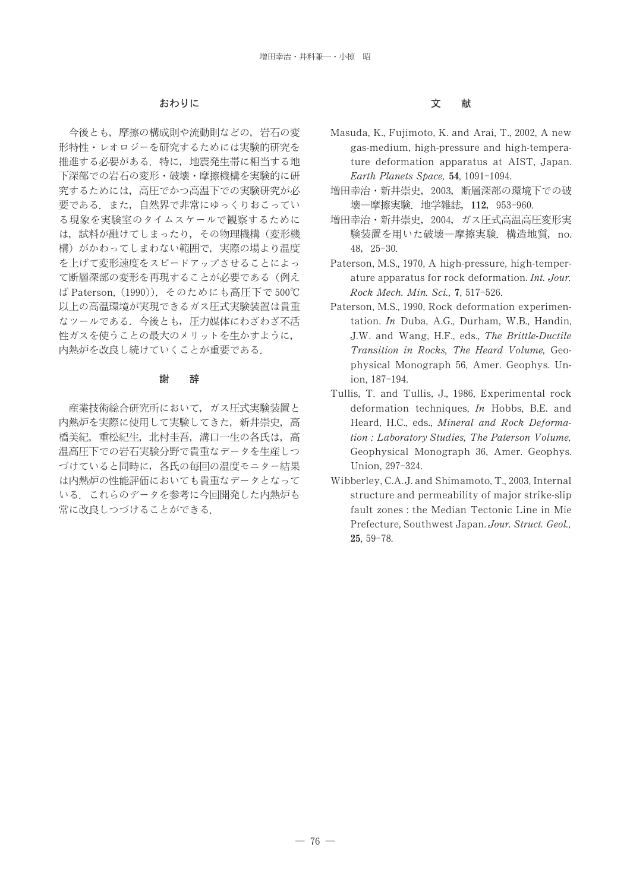## おわりに

今後とも，摩擦の構成則や流動則などの，岩石の変形特性・レオロジーを研究するためには実験的研究を推進する必要がある．特に，地震発生帯に相当する地下深部での岩石の変形・破壊・摩擦機構を実験的に研究するためには，高圧でかつ高温下での実験研究が必要である．また，自然界で非常にゆっくりおこっている現象を実験室のタイムスケールで観察するためには，試料が融けてしまったり，その物理機構（変形機構）がかわってしまわない範囲で，実際の場より温度を上げて変形速度をスピードアップさせることによって断層深部の変形を再現することが必要である（例えば Paterson,（1990））．そのためにも高圧下で 500℃以上の高温環境が実現できるガス圧式実験装置は貴重なツールである．今後とも，圧力媒体にわざわざ不活性ガスを使うことの最大のメリットを生かすように，内熱炉を改良し続けていくことが重要である．

## 謝　辞

産業技術総合研究所において，ガス圧式実験装置と内熱炉を実際に使用して実験してきた，新井崇史，高橋美紀，重松紀生，北村圭吾，溝口一生の各氏は，高温高圧下での岩石実験分野で貴重なデータを生産しつづけていると同時に，各氏の毎回の温度モニター結果は内熱炉の性能評価においても貴重なデータとなっている．これらのデータを参考に今回開発した内熱炉も常に改良しつづけることができる．

## 文　献

Masuda, K., Fujimoto, K. and Arai, T., 2002, A new gas-medium, high-pressure and high-temperature deformation apparatus at AIST, Japan. *Earth Planets Space,* **54**, 1091–1094.

増田幸治・新井崇史，2003，断層深部の環境下での破壊―摩擦実験．地学雑誌，**112**，953–960.

増田幸治・新井崇史，2004，ガス圧式高温高圧変形実験装置を用いた破壊―摩擦実験．構造地質，no. 48，25–30.

Paterson, M.S., 1970, A high-pressure, high-temperature apparatus for rock deformation. *Int. Jour. Rock Mech. Min. Sci.,* **7**, 517–526.

Paterson, M.S., 1990, Rock deformation experimentation. *In* Duba, A.G., Durham, W.B., Handin, J.W. and Wang, H.F., eds., *The Brittle-Ductile Transition in Rocks, The Heard Volume,* Geophysical Monograph 56, Amer. Geophys. Union, 187–194.

Tullis, T. and Tullis, J., 1986, Experimental rock deformation techniques, *In* Hobbs, B.E. and Heard, H.C., eds., *Mineral and Rock Deformation : Laboratory Studies, The Paterson Volume,* Geophysical Monograph 36, Amer. Geophys. Union, 297–324.

Wibberley, C.A.J. and Shimamoto, T., 2003, Internal structure and permeability of major strike-slip fault zones : the Median Tectonic Line in Mie Prefecture, Southwest Japan. *Jour. Struct. Geol.,* **25**, 59–78.